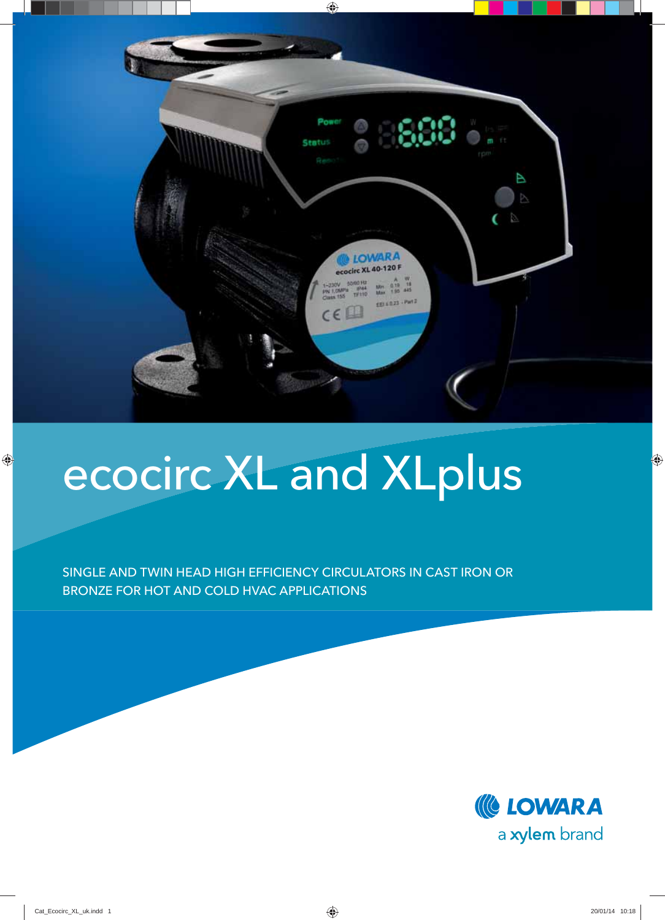# ecocirc XL and XLplus

SINGLE AND TWIN HEAD HIGH EFFICIENCY CIRCULATORS IN CAST IRON OR BRONZE FOR HOT AND COLD HVAC APPLICATIONS

LOWARA

a xylem brand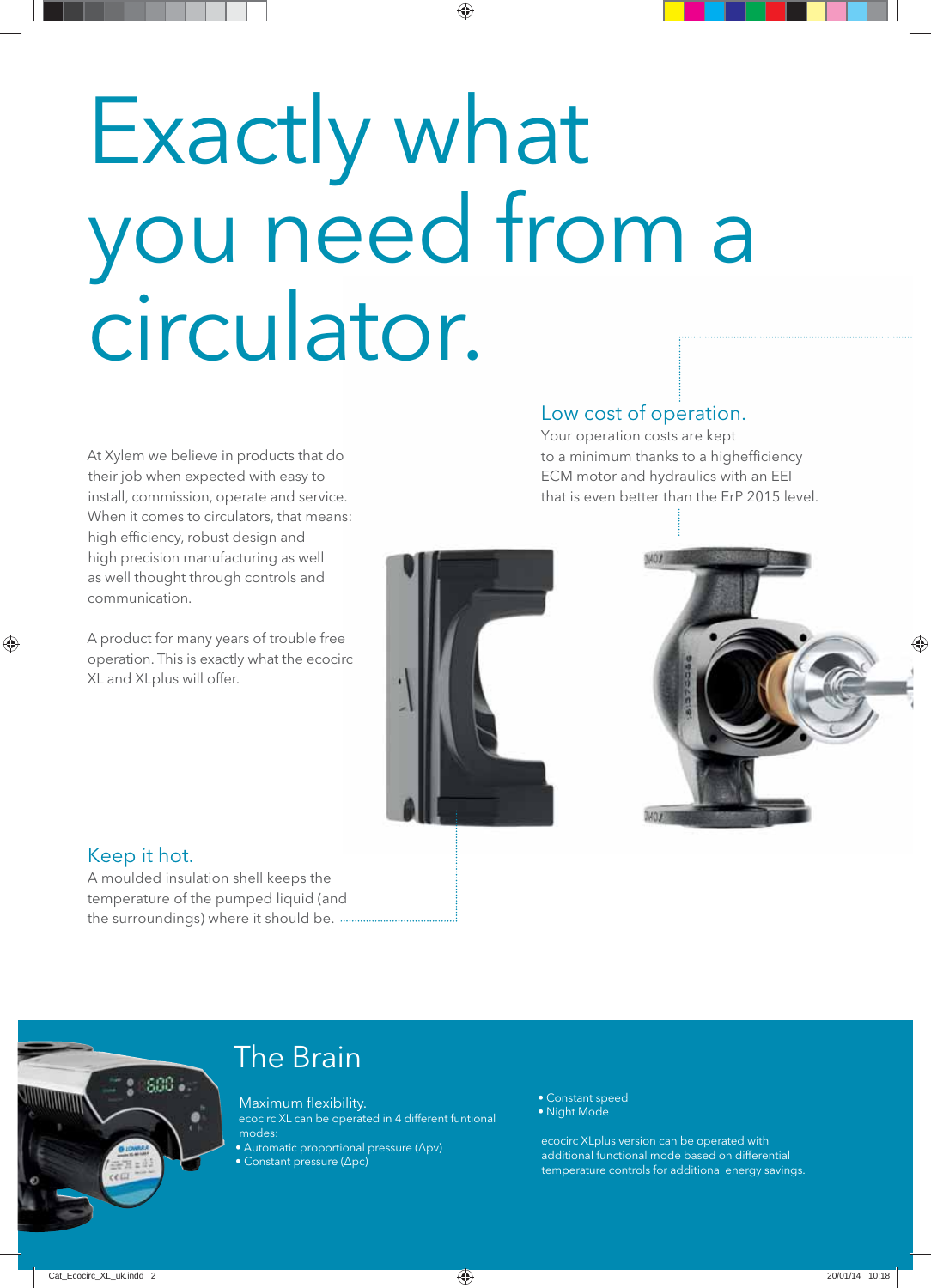# Exactly what you need from a circulator.

At Xylem we believe in products that do their job when expected with easy to install, commission, operate and service. When it comes to circulators, that means: high efficiency, robust design and high precision manufacturing as well as well thought through controls and communication.

A product for many years of trouble free operation. This is exactly what the ecocirc XL and XLplus will offer.

## Low cost of operation.

Your operation costs are kept to a minimum thanks to a highefficiency ECM motor and hydraulics with an EEI that is even better than the ErP 2015 level.

## Keep it hot.

A moulded insulation shell keeps the temperature of the pumped liquid (and the surroundings) where it should be.

## The Brain

### Maximum flexibility.

ecocirc XL can be operated in 4 different funtional modes:

- Automatic proportional pressure (Δpv)
- Constant pressure (Δpc)
- Constant speed
- Night Mode

ecocirc XLplus version can be operated with additional functional mode based on differential temperature controls for additional energy savings.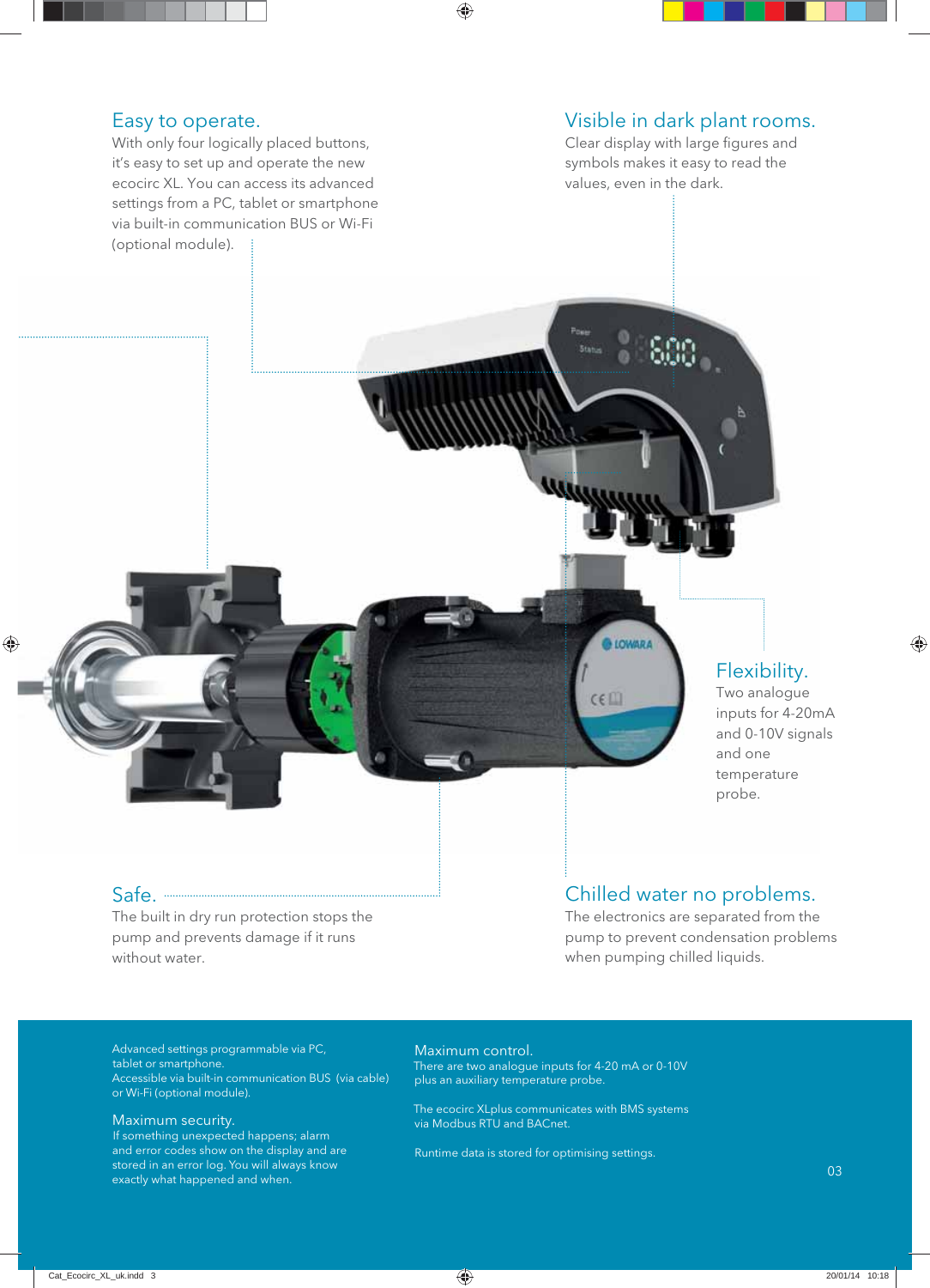## Easy to operate.

With only four logically placed buttons, it's easy to set up and operate the new ecocirc XL. You can access its advanced settings from a PC, tablet or smartphone via built-in communication BUS or Wi-Fi (optional module).

## Visible in dark plant rooms.

Clear display with large figures and symbols makes it easy to read the values, even in the dark.

## Flexibility.

Two analogue inputs for 4-20mA and 0-10V signals and one temperature probe.

## Safe.

The built in dry run protection stops the pump and prevents damage if it runs without water.

## Chilled water no problems.

The electronics are separated from the pump to prevent condensation problems when pumping chilled liquids.

Advanced settings programmable via PC, tablet or smartphone.
Accessible via built-in communication BUS (via cable) or Wi-Fi (optional module).

### Maximum security.

If something unexpected happens; alarm and error codes show on the display and are stored in an error log. You will always know exactly what happened and when.

### Maximum control.

There are two analogue inputs for 4-20 mA or 0-10V plus an auxiliary temperature probe.

The ecocirc XLplus communicates with BMS systems via Modbus RTU and BACnet.

Runtime data is stored for optimising settings.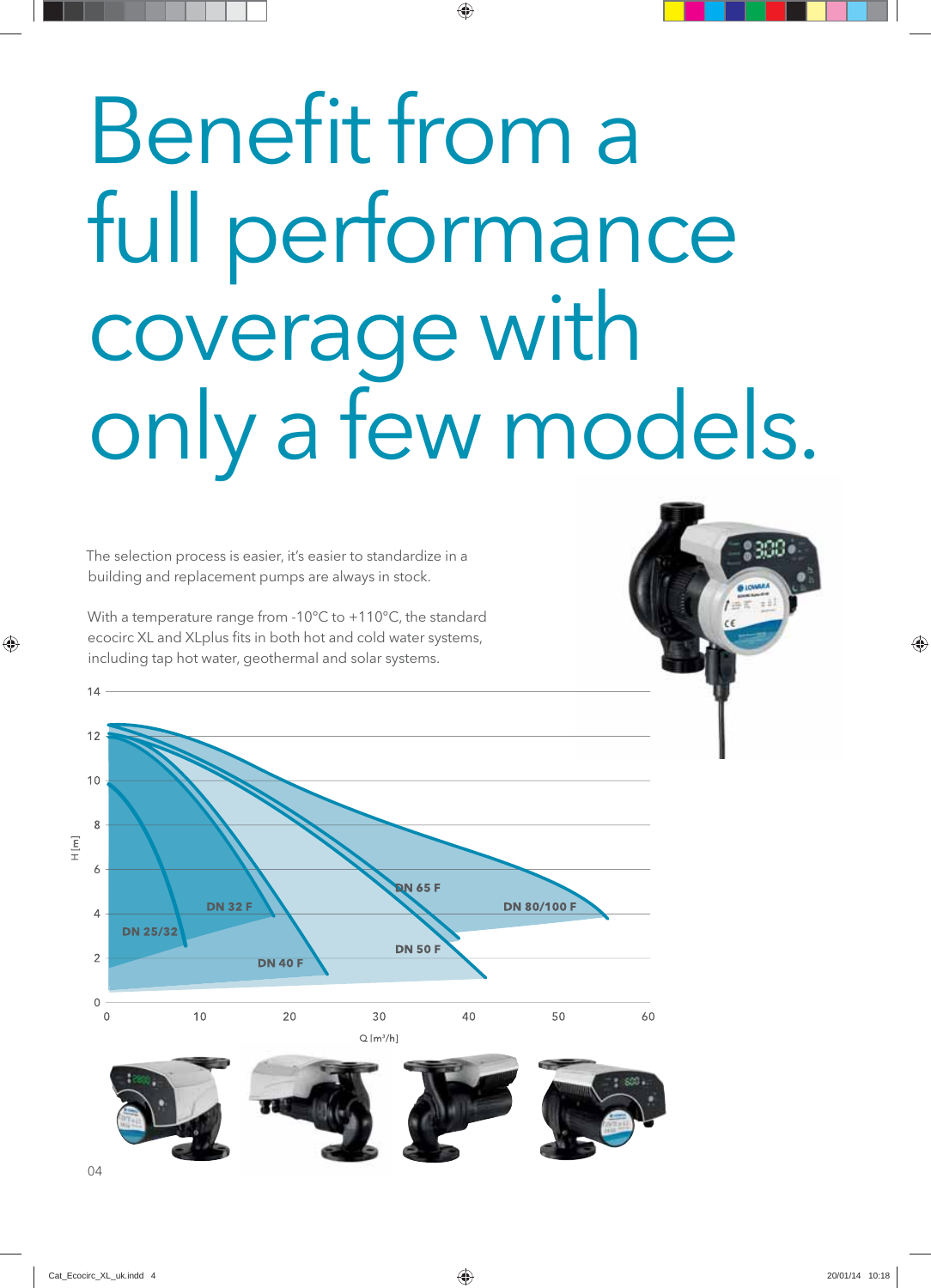# Benefit from a full performance coverage with only a few models.

The selection process is easier, it's easier to standardize in a building and replacement pumps are always in stock.

With a temperature range from -10°C to +110°C, the standard ecocirc XL and XLplus fits in both hot and cold water systems, including tap hot water, geothermal and solar systems.

H [m]

DN 25/32

DN 32 F

DN 40 F

DN 50 F

DN 65 F

DN 80/100 F

Q [m³/h]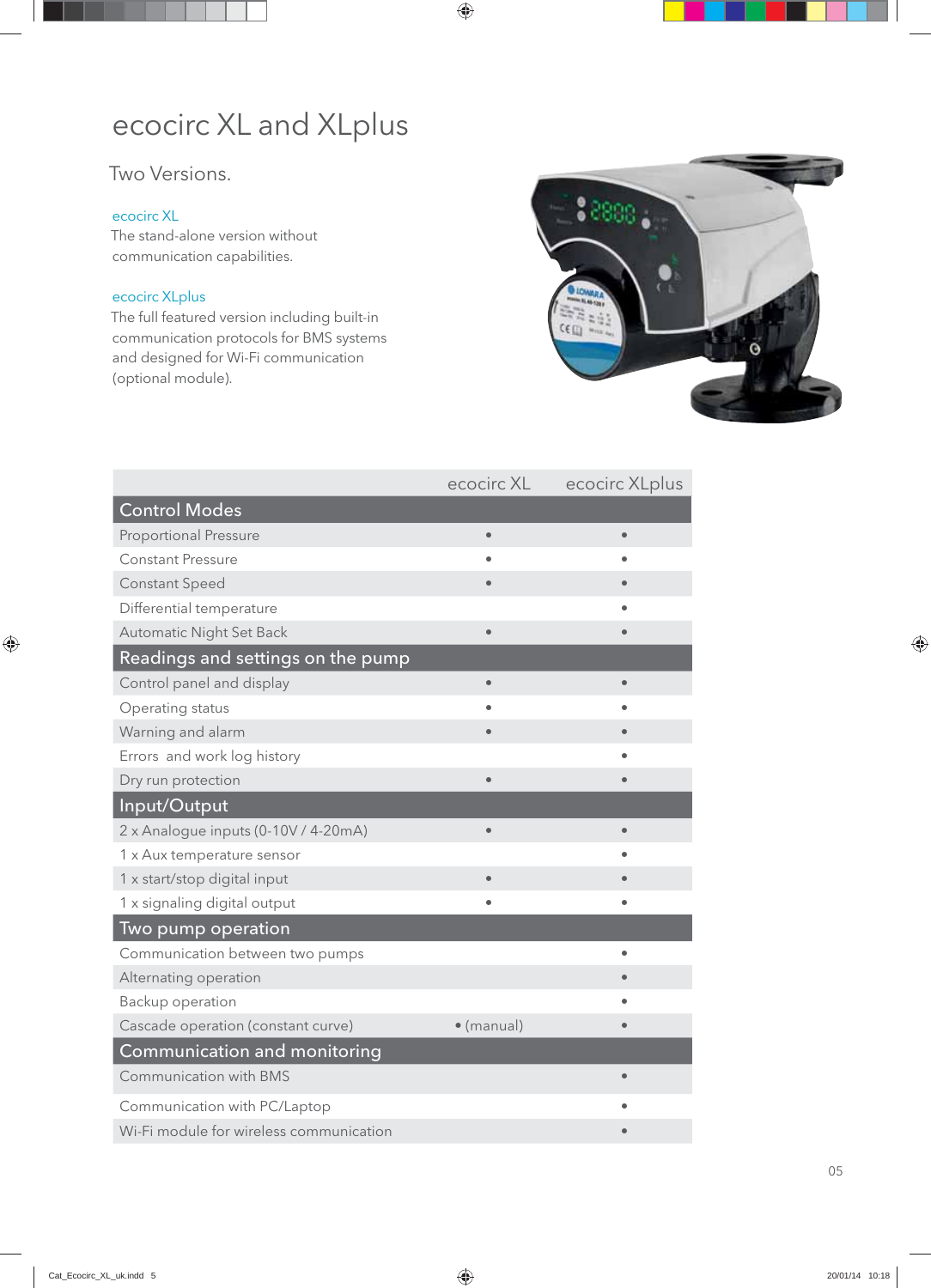# ecocirc XL and XLplus

## Two Versions.

**ecocirc XL**
The stand-alone version without communication capabilities.

**ecocirc XLplus**
The full featured version including built-in communication protocols for BMS systems and designed for Wi-Fi communication (optional module).

| | ecocirc XL | ecocirc XLplus |
|---|---|---|
| **Control Modes** | | |
| Proportional Pressure | • | • |
| Constant Pressure | • | • |
| Constant Speed | • | • |
| Differential temperature | | • |
| Automatic Night Set Back | • | • |
| **Readings and settings on the pump** | | |
| Control panel and display | • | • |
| Operating status | • | • |
| Warning and alarm | • | • |
| Errors and work log history | | • |
| Dry run protection | • | • |
| **Input/Output** | | |
| 2 x Analogue inputs (0-10V / 4-20mA) | • | • |
| 1 x Aux temperature sensor | | • |
| 1 x start/stop digital input | • | • |
| 1 x signaling digital output | • | • |
| **Two pump operation** | | |
| Communication between two pumps | | • |
| Alternating operation | | • |
| Backup operation | | • |
| Cascade operation (constant curve) | • (manual) | • |
| **Communication and monitoring** | | |
| Communication with BMS | | • |
| Communication with PC/Laptop | | • |
| Wi-Fi module for wireless communication | | • |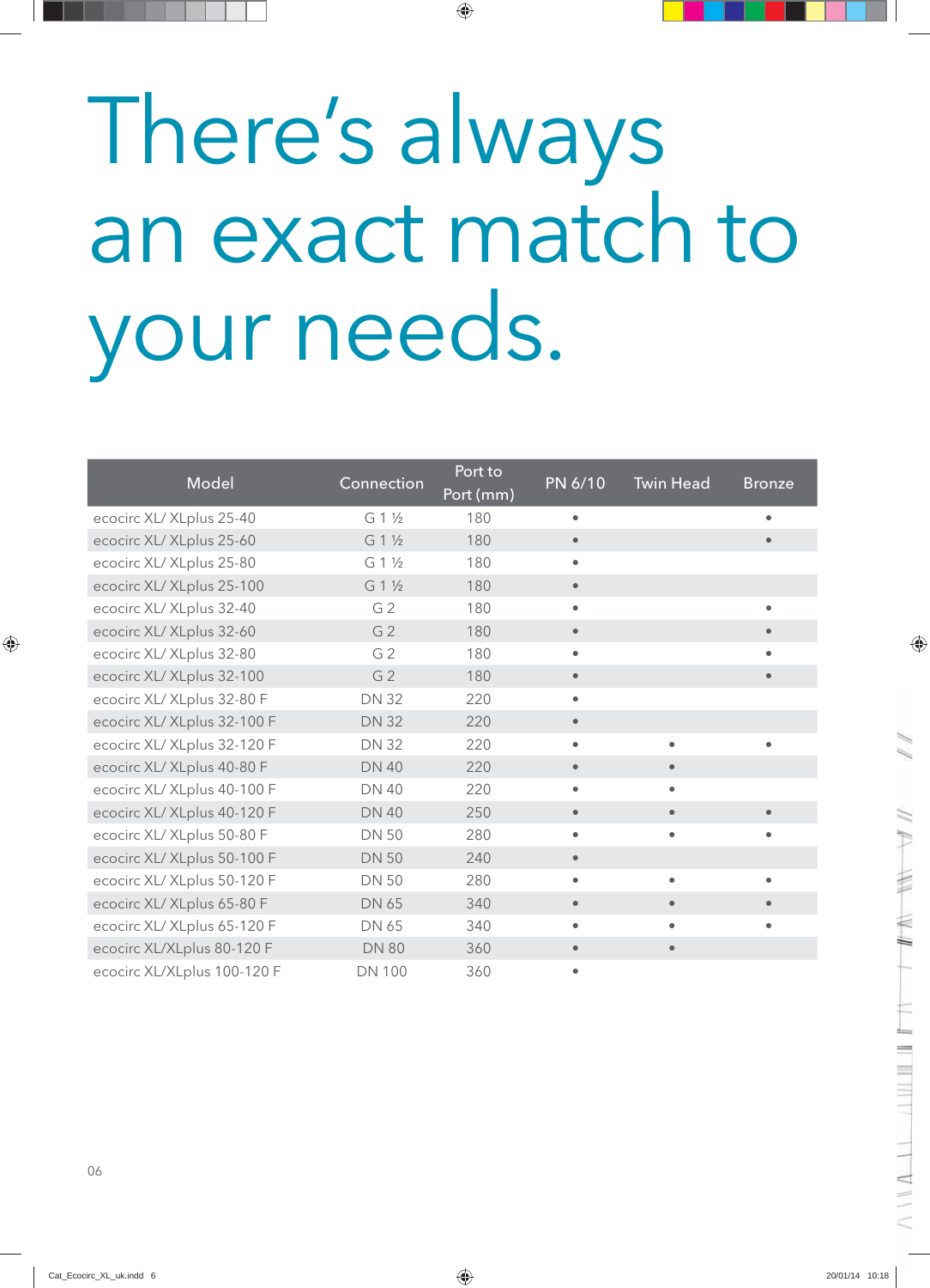# There's always an exact match to your needs.

| Model | Connection | Port to Port (mm) | PN 6/10 | Twin Head | Bronze |
|---|---|---|---|---|---|
| ecocirc XL/ XLplus 25-40 | G 1 ½ | 180 | • | | • |
| ecocirc XL/ XLplus 25-60 | G 1 ½ | 180 | • | | • |
| ecocirc XL/ XLplus 25-80 | G 1 ½ | 180 | • | | |
| ecocirc XL/ XLplus 25-100 | G 1 ½ | 180 | • | | |
| ecocirc XL/ XLplus 32-40 | G 2 | 180 | • | | • |
| ecocirc XL/ XLplus 32-60 | G 2 | 180 | • | | • |
| ecocirc XL/ XLplus 32-80 | G 2 | 180 | • | | • |
| ecocirc XL/ XLplus 32-100 | G 2 | 180 | • | | • |
| ecocirc XL/ XLplus 32-80 F | DN 32 | 220 | • | | |
| ecocirc XL/ XLplus 32-100 F | DN 32 | 220 | • | | |
| ecocirc XL/ XLplus 32-120 F | DN 32 | 220 | • | • | • |
| ecocirc XL/ XLplus 40-80 F | DN 40 | 220 | • | • | |
| ecocirc XL/ XLplus 40-100 F | DN 40 | 220 | • | • | |
| ecocirc XL/ XLplus 40-120 F | DN 40 | 250 | • | • | • |
| ecocirc XL/ XLplus 50-80 F | DN 50 | 280 | • | • | • |
| ecocirc XL/ XLplus 50-100 F | DN 50 | 240 | • | | |
| ecocirc XL/ XLplus 50-120 F | DN 50 | 280 | • | • | • |
| ecocirc XL/ XLplus 65-80 F | DN 65 | 340 | • | • | • |
| ecocirc XL/ XLplus 65-120 F | DN 65 | 340 | • | • | • |
| ecocirc XL/XLplus 80-120 F | DN 80 | 360 | • | • | |
| ecocirc XL/XLplus 100-120 F | DN 100 | 360 | • | | |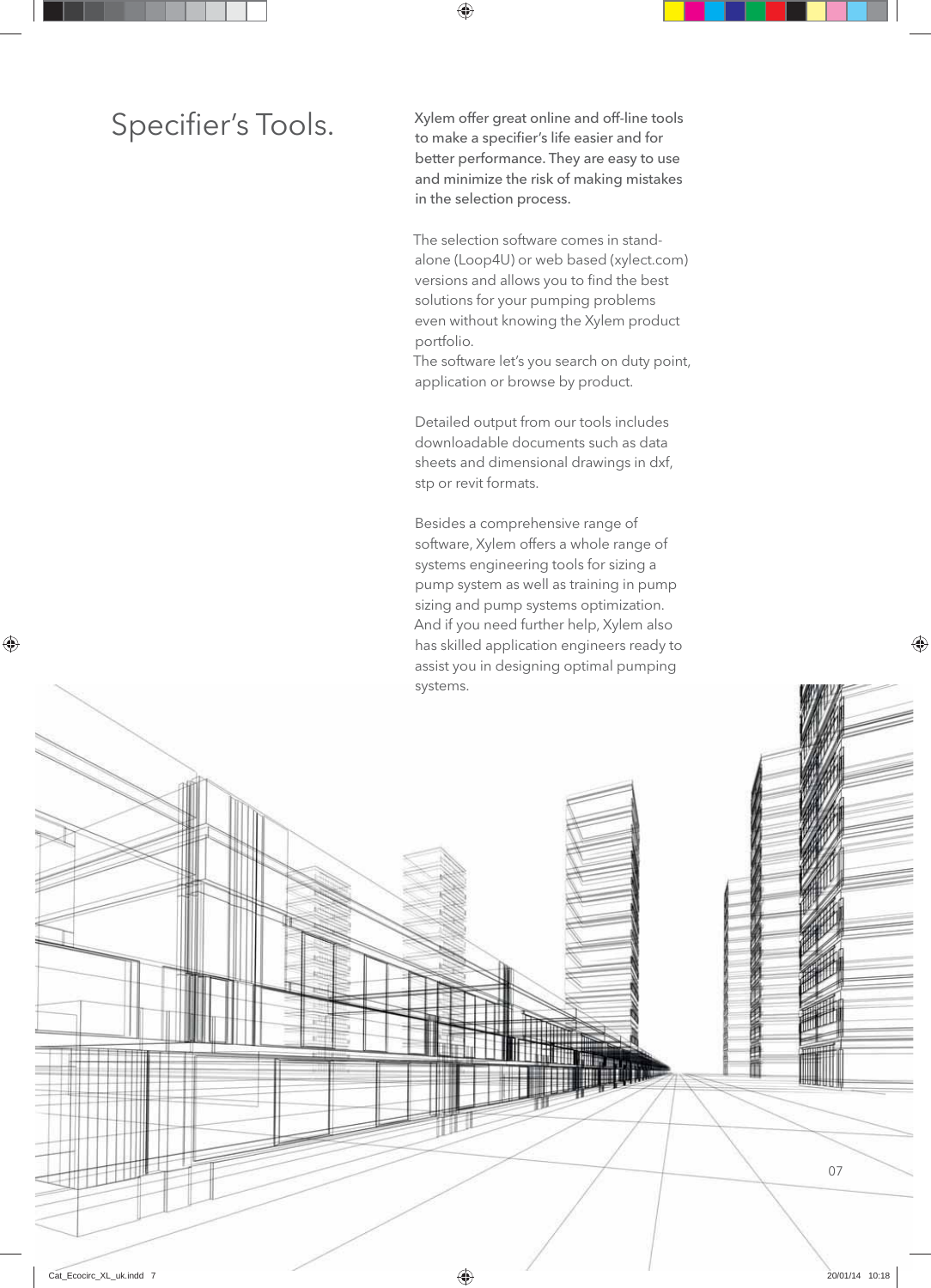# Specifier's Tools.

Xylem offer great online and off-line tools to make a specifier's life easier and for better performance. They are easy to use and minimize the risk of making mistakes in the selection process.

The selection software comes in stand-alone (Loop4U) or web based (xylect.com) versions and allows you to find the best solutions for your pumping problems even without knowing the Xylem product portfolio.
The software let's you search on duty point, application or browse by product.

Detailed output from our tools includes downloadable documents such as data sheets and dimensional drawings in dxf, stp or revit formats.

Besides a comprehensive range of software, Xylem offers a whole range of systems engineering tools for sizing a pump system as well as training in pump sizing and pump systems optimization.
And if you need further help, Xylem also has skilled application engineers ready to assist you in designing optimal pumping systems.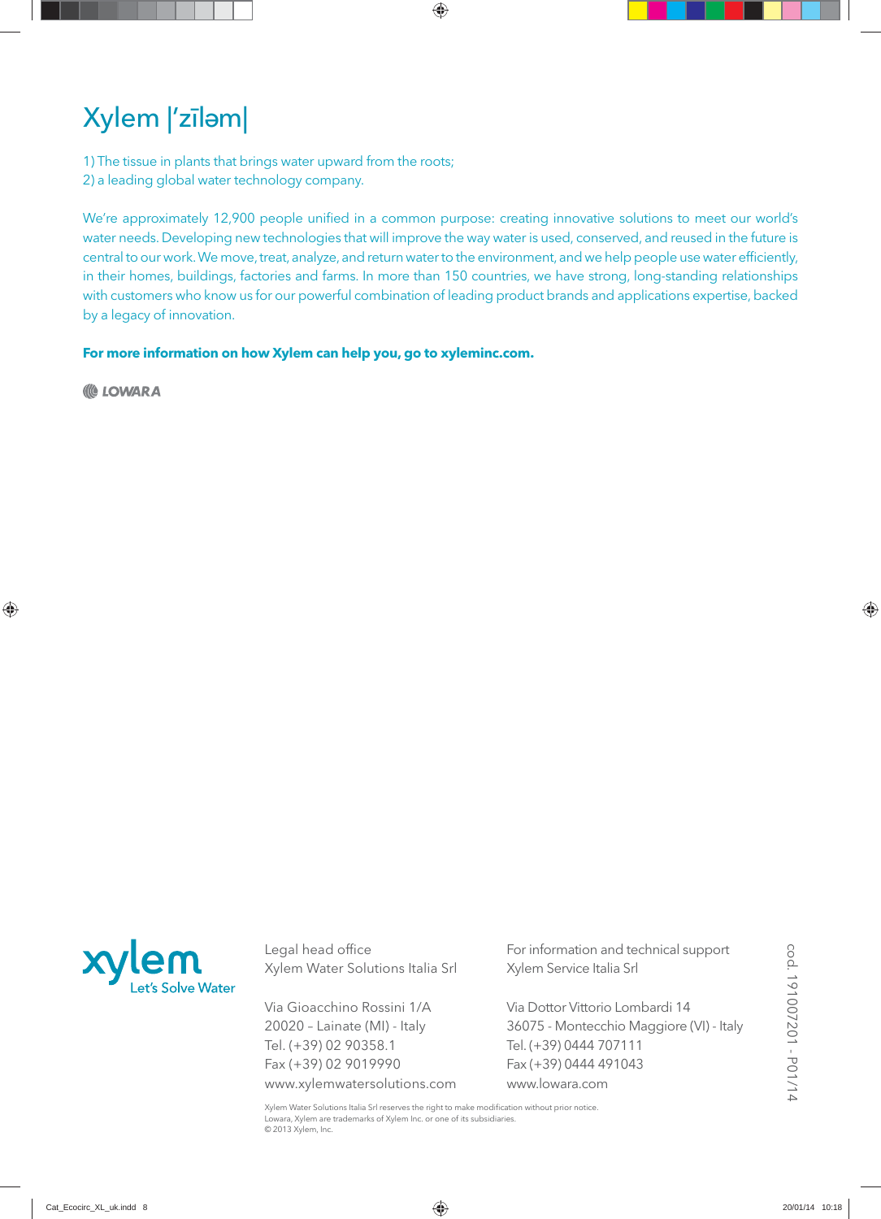# Xylem |'zīləm|

1) The tissue in plants that brings water upward from the roots;
2) a leading global water technology company.

We're approximately 12,900 people unified in a common purpose: creating innovative solutions to meet our world's water needs. Developing new technologies that will improve the way water is used, conserved, and reused in the future is central to our work. We move, treat, analyze, and return water to the environment, and we help people use water efficiently, in their homes, buildings, factories and farms. In more than 150 countries, we have strong, long-standing relationships with customers who know us for our powerful combination of leading product brands and applications expertise, backed by a legacy of innovation.

**For more information on how Xylem can help you, go to xyleminc.com.**

LOWARA

xylem
Let's Solve Water

Legal head office
Xylem Water Solutions Italia Srl

Via Gioacchino Rossini 1/A
20020 – Lainate (MI) - Italy
Tel. (+39) 02 90358.1
Fax (+39) 02 9019990
www.xylemwatersolutions.com

For information and technical support
Xylem Service Italia Srl

Via Dottor Vittorio Lombardi 14
36075 - Montecchio Maggiore (VI) - Italy
Tel. (+39) 0444 707111
Fax (+39) 0444 491043
www.lowara.com

cod. 191007201 - P01/14

Xylem Water Solutions Italia Srl reserves the right to make modification without prior notice.
Lowara, Xylem are trademarks of Xylem Inc. or one of its subsidiaries.
© 2013 Xylem, Inc.